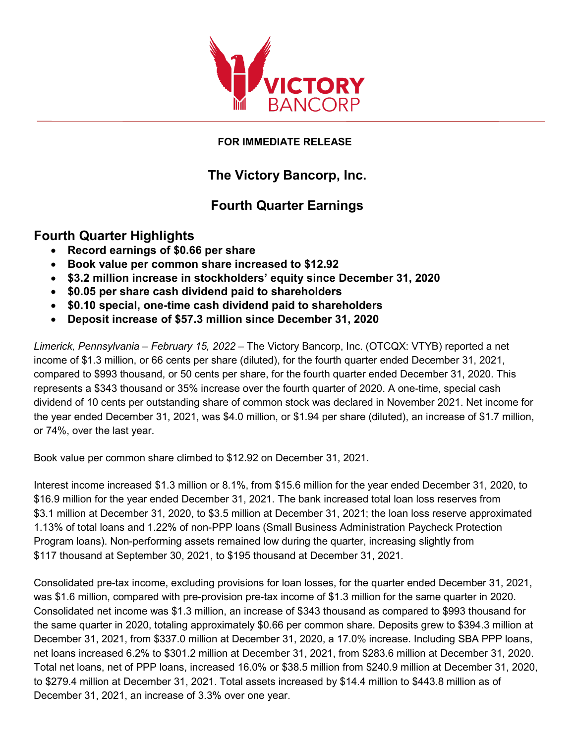**FOR IMMEDIATE RELEASE**

## The Victory Bancorp, Inc.

## Fourth Quarter Earnings

## Fourth Quarter Highlights

- **Record earnings of $0.66 per share**
- **Book value per common share increased to $12.92**
- **$3.2 million increase in stockholders' equity since December 31, 2020**
- **$0.05 per share cash dividend paid to shareholders**
- **$0.10 special, one-time cash dividend paid to shareholders**
- **Deposit increase of $57.3 million since December 31, 2020**

*Limerick, Pennsylvania – February 15, 2022* – The Victory Bancorp, Inc. (OTCQX: VTYB) reported a net income of $1.3 million, or 66 cents per share (diluted), for the fourth quarter ended December 31, 2021, compared to $993 thousand, or 50 cents per share, for the fourth quarter ended December 31, 2020. This represents a $343 thousand or 35% increase over the fourth quarter of 2020. A one-time, special cash dividend of 10 cents per outstanding share of common stock was declared in November 2021. Net income for the year ended December 31, 2021, was $4.0 million, or $1.94 per share (diluted), an increase of $1.7 million, or 74%, over the last year.

Book value per common share climbed to $12.92 on December 31, 2021.

Interest income increased $1.3 million or 8.1%, from $15.6 million for the year ended December 31, 2020, to $16.9 million for the year ended December 31, 2021. The bank increased total loan loss reserves from $3.1 million at December 31, 2020, to $3.5 million at December 31, 2021; the loan loss reserve approximated 1.13% of total loans and 1.22% of non-PPP loans (Small Business Administration Paycheck Protection Program loans). Non-performing assets remained low during the quarter, increasing slightly from $117 thousand at September 30, 2021, to $195 thousand at December 31, 2021.

Consolidated pre-tax income, excluding provisions for loan losses, for the quarter ended December 31, 2021, was $1.6 million, compared with pre-provision pre-tax income of $1.3 million for the same quarter in 2020. Consolidated net income was $1.3 million, an increase of $343 thousand as compared to $993 thousand for the same quarter in 2020, totaling approximately $0.66 per common share. Deposits grew to $394.3 million at December 31, 2021, from $337.0 million at December 31, 2020, a 17.0% increase. Including SBA PPP loans, net loans increased 6.2% to $301.2 million at December 31, 2021, from $283.6 million at December 31, 2020. Total net loans, net of PPP loans, increased 16.0% or $38.5 million from $240.9 million at December 31, 2020, to $279.4 million at December 31, 2021. Total assets increased by $14.4 million to $443.8 million as of December 31, 2021, an increase of 3.3% over one year.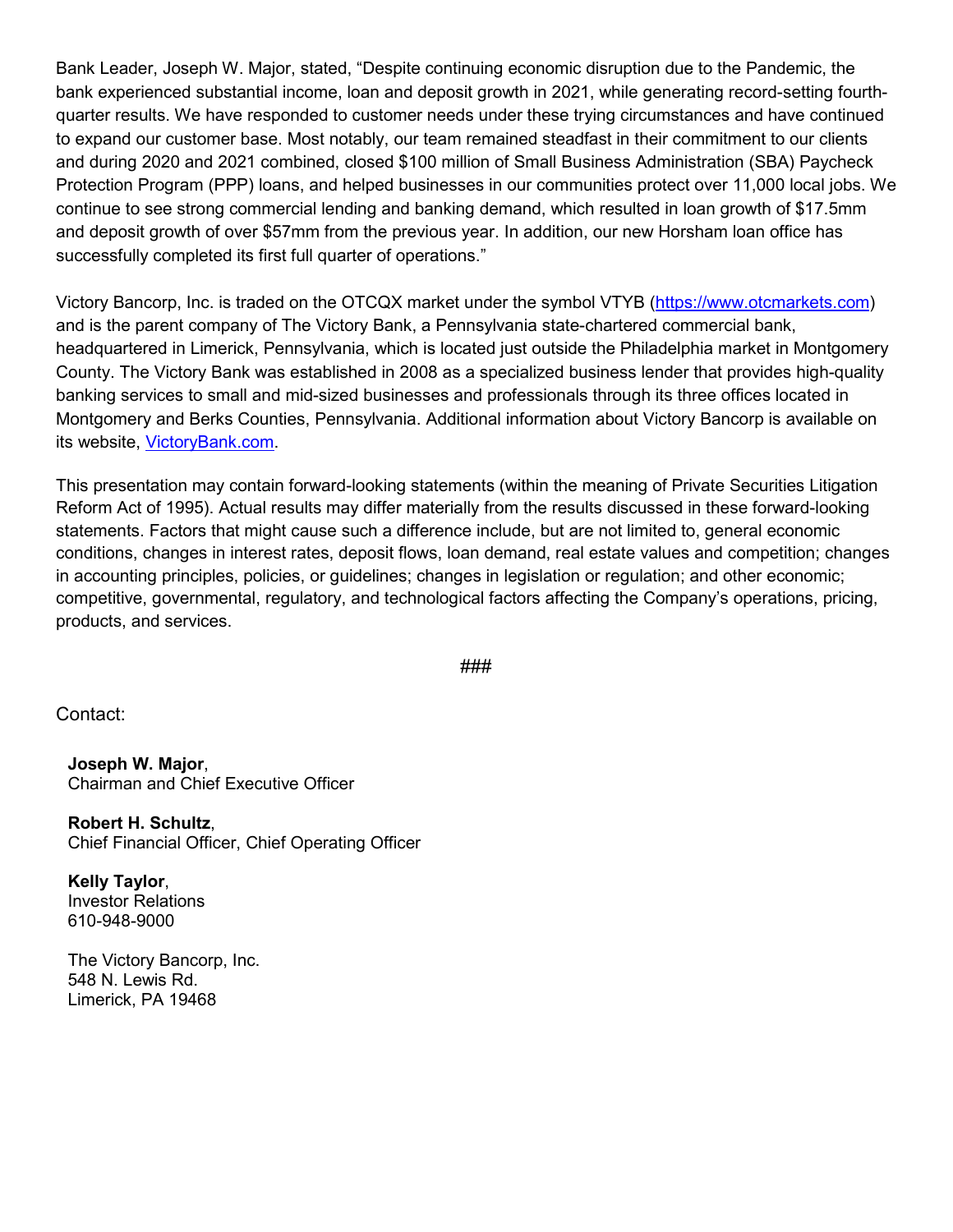Bank Leader, Joseph W. Major, stated, "Despite continuing economic disruption due to the Pandemic, the bank experienced substantial income, loan and deposit growth in 2021, while generating record-setting fourth-quarter results. We have responded to customer needs under these trying circumstances and have continued to expand our customer base. Most notably, our team remained steadfast in their commitment to our clients and during 2020 and 2021 combined, closed $100 million of Small Business Administration (SBA) Paycheck Protection Program (PPP) loans, and helped businesses in our communities protect over 11,000 local jobs. We continue to see strong commercial lending and banking demand, which resulted in loan growth of $17.5mm and deposit growth of over $57mm from the previous year. In addition, our new Horsham loan office has successfully completed its first full quarter of operations."

Victory Bancorp, Inc. is traded on the OTCQX market under the symbol VTYB (https://www.otcmarkets.com) and is the parent company of The Victory Bank, a Pennsylvania state-chartered commercial bank, headquartered in Limerick, Pennsylvania, which is located just outside the Philadelphia market in Montgomery County. The Victory Bank was established in 2008 as a specialized business lender that provides high-quality banking services to small and mid-sized businesses and professionals through its three offices located in Montgomery and Berks Counties, Pennsylvania. Additional information about Victory Bancorp is available on its website, VictoryBank.com.

This presentation may contain forward-looking statements (within the meaning of Private Securities Litigation Reform Act of 1995). Actual results may differ materially from the results discussed in these forward-looking statements. Factors that might cause such a difference include, but are not limited to, general economic conditions, changes in interest rates, deposit flows, loan demand, real estate values and competition; changes in accounting principles, policies, or guidelines; changes in legislation or regulation; and other economic; competitive, governmental, regulatory, and technological factors affecting the Company's operations, pricing, products, and services.

###

Contact:

**Joseph W. Major**,
Chairman and Chief Executive Officer

**Robert H. Schultz**,
Chief Financial Officer, Chief Operating Officer

**Kelly Taylor**,
Investor Relations
610-948-9000

The Victory Bancorp, Inc.
548 N. Lewis Rd.
Limerick, PA 19468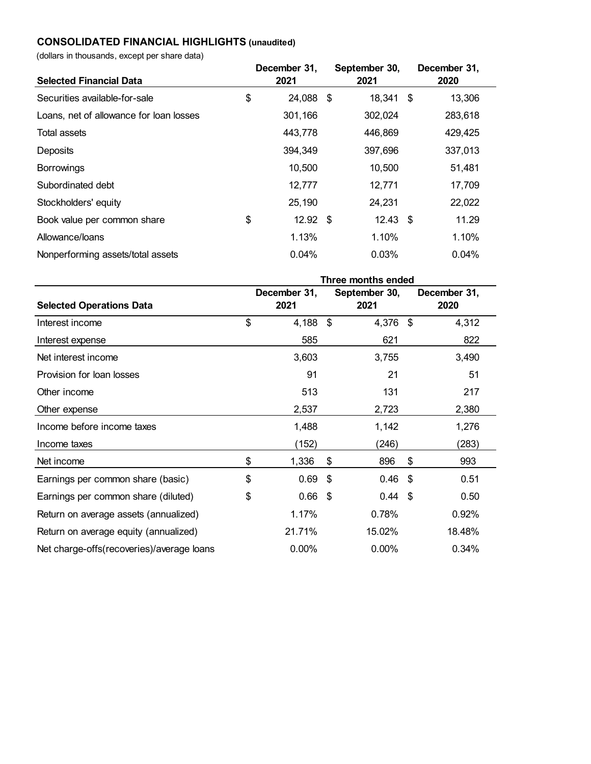## CONSOLIDATED FINANCIAL HIGHLIGHTS (unaudited)

(dollars in thousands, except per share data)

| Selected Financial Data | December 31, 2021 | September 30, 2021 | December 31, 2020 |
|---|---|---|---|
| Securities available-for-sale | $ 24,088 | $ 18,341 | $ 13,306 |
| Loans, net of allowance for loan losses | 301,166 | 302,024 | 283,618 |
| Total assets | 443,778 | 446,869 | 429,425 |
| Deposits | 394,349 | 397,696 | 337,013 |
| Borrowings | 10,500 | 10,500 | 51,481 |
| Subordinated debt | 12,777 | 12,771 | 17,709 |
| Stockholders' equity | 25,190 | 24,231 | 22,022 |
| Book value per common share | $ 12.92 | $ 12.43 | $ 11.29 |
| Allowance/loans | 1.13% | 1.10% | 1.10% |
| Nonperforming assets/total assets | 0.04% | 0.03% | 0.04% |

| | Three months ended | | |
|---|---|---|---|
| Selected Operations Data | December 31, 2021 | September 30, 2021 | December 31, 2020 |
| Interest income | $ 4,188 | $ 4,376 | $ 4,312 |
| Interest expense | 585 | 621 | 822 |
| Net interest income | 3,603 | 3,755 | 3,490 |
| Provision for loan losses | 91 | 21 | 51 |
| Other income | 513 | 131 | 217 |
| Other expense | 2,537 | 2,723 | 2,380 |
| Income before income taxes | 1,488 | 1,142 | 1,276 |
| Income taxes | (152) | (246) | (283) |
| Net income | $ 1,336 | $ 896 | $ 993 |
| Earnings per common share (basic) | $ 0.69 | $ 0.46 | $ 0.51 |
| Earnings per common share (diluted) | $ 0.66 | $ 0.44 | $ 0.50 |
| Return on average assets (annualized) | 1.17% | 0.78% | 0.92% |
| Return on average equity (annualized) | 21.71% | 15.02% | 18.48% |
| Net charge-offs(recoveries)/average loans | 0.00% | 0.00% | 0.34% |